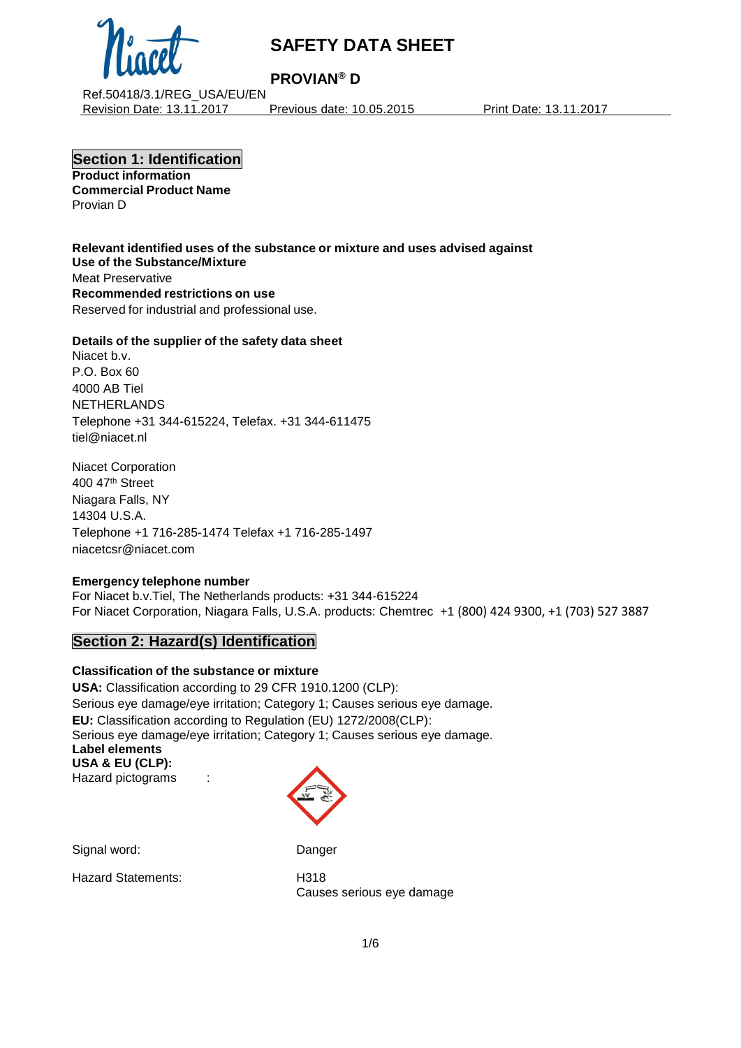# SAFETY DATA SHEET

## PROVIAN® D

Ref.50418/3.1/REG_USA/EU/EN
Revision Date: 13.11.2017 Previous date: 10.05.2015 Print Date: 13.11.2017

## Section 1: Identification

**Product information**
**Commercial Product Name**
Provian D

**Relevant identified uses of the substance or mixture and uses advised against**
**Use of the Substance/Mixture**
Meat Preservative
**Recommended restrictions on use**
Reserved for industrial and professional use.

**Details of the supplier of the safety data sheet**
Niacet b.v.
P.O. Box 60
4000 AB Tiel
NETHERLANDS
Telephone +31 344-615224, Telefax. +31 344-611475
tiel@niacet.nl

Niacet Corporation
400 47th Street
Niagara Falls, NY
14304 U.S.A.
Telephone +1 716-285-1474 Telefax +1 716-285-1497
niacetcsr@niacet.com

**Emergency telephone number**
For Niacet b.v.Tiel, The Netherlands products: +31 344-615224
For Niacet Corporation, Niagara Falls, U.S.A. products: Chemtrec +1 (800) 424 9300, +1 (703) 527 3887

## Section 2: Hazard(s) Identification

**Classification of the substance or mixture**
**USA:** Classification according to 29 CFR 1910.1200 (CLP):
Serious eye damage/eye irritation; Category 1; Causes serious eye damage.
**EU:** Classification according to Regulation (EU) 1272/2008(CLP):
Serious eye damage/eye irritation; Category 1; Causes serious eye damage.
**Label elements**
**USA & EU (CLP):**
Hazard pictograms :

Signal word: Danger

Hazard Statements: H318
Causes serious eye damage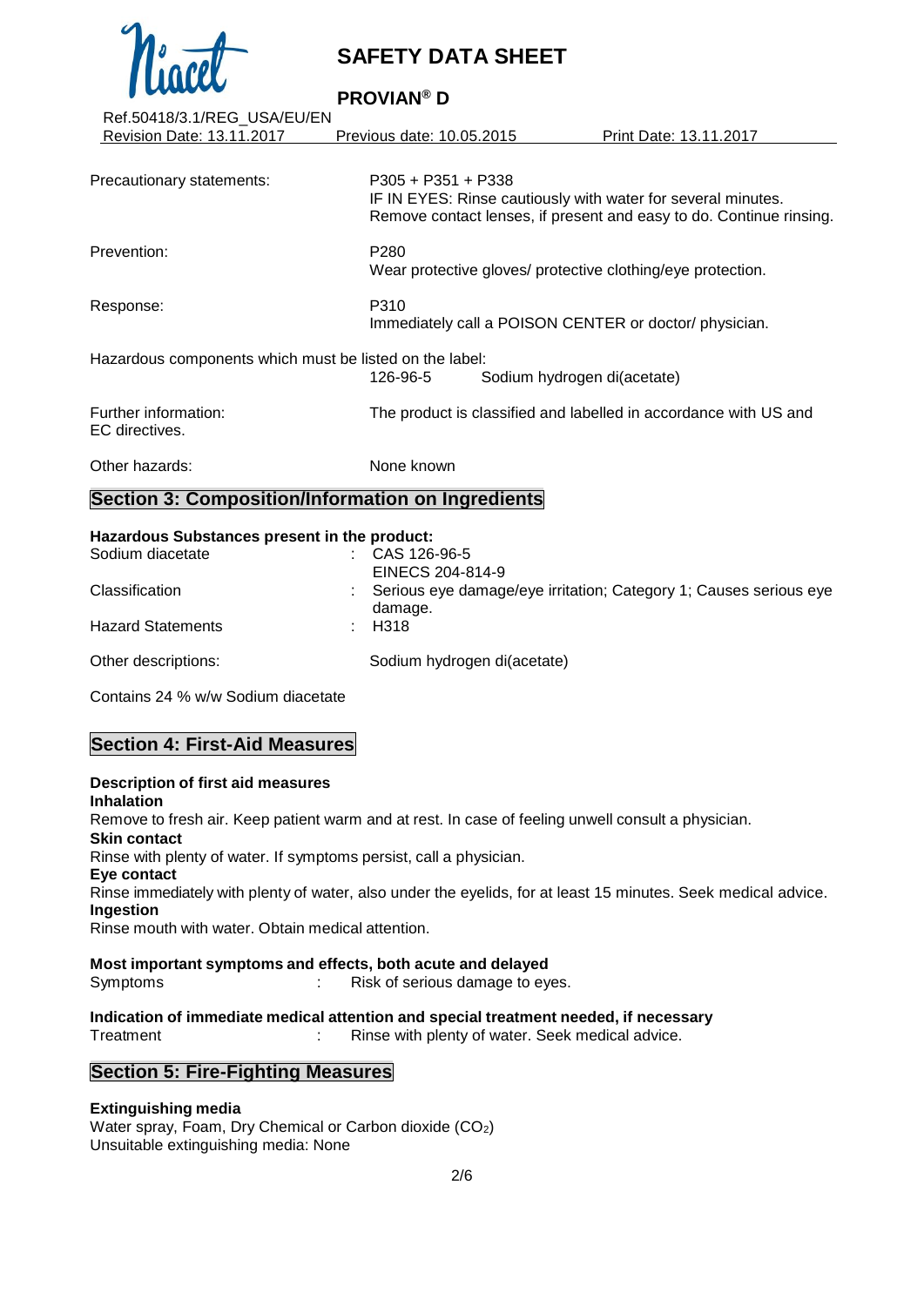Precactionary statements: P305 + P351 + P338
IF IN EYES: Rinse cautiously with water for several minutes. Remove contact lenses, if present and easy to do. Continue rinsing.

Prevention: P280
Wear protective gloves/ protective clothing/eye protection.

Response: P310
Immediately call a POISON CENTER or doctor/ physician.

Hazardous components which must be listed on the label:
126-96-5 Sodium hydrogen di(acetate)

Further information: The product is classified and labelled in accordance with US and EC directives.

Other hazards: None known

## Section 3: Composition/Information on Ingredients

**Hazardous Substances present in the product:**

Sodium diacetate : CAS 126-96-5
EINECS 204-814-9

Classification : Serious eye damage/eye irritation; Category 1; Causes serious eye damage.

Hazard Statements : H318

Other descriptions: Sodium hydrogen di(acetate)

Contains 24 % w/w Sodium diacetate

## Section 4: First-Aid Measures

**Description of first aid measures**

**Inhalation**
Remove to fresh air. Keep patient warm and at rest. In case of feeling unwell consult a physician.

**Skin contact**
Rinse with plenty of water. If symptoms persist, call a physician.

**Eye contact**
Rinse immediately with plenty of water, also under the eyelids, for at least 15 minutes. Seek medical advice.

**Ingestion**
Rinse mouth with water. Obtain medical attention.

**Most important symptoms and effects, both acute and delayed**

Symptoms : Risk of serious damage to eyes.

**Indication of immediate medical attention and special treatment needed, if necessary**

Treatment : Rinse with plenty of water. Seek medical advice.

## Section 5: Fire-Fighting Measures

**Extinguishing media**
Water spray, Foam, Dry Chemical or Carbon dioxide ($CO_2$)
Unsuitable extinguishing media: None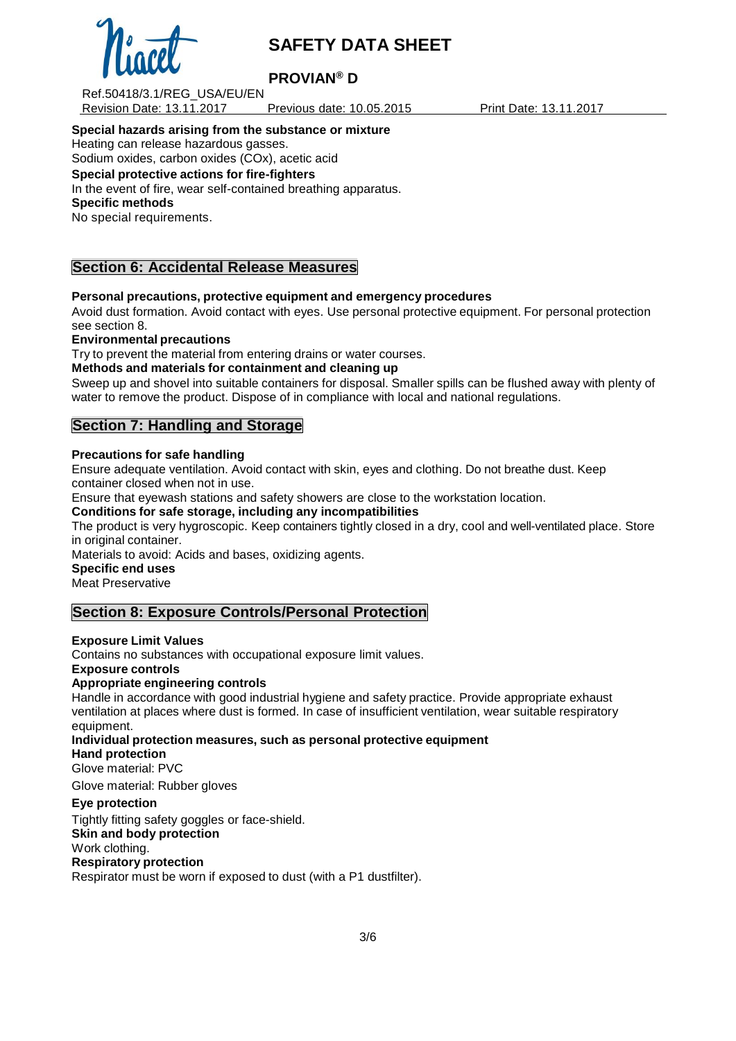**Special hazards arising from the substance or mixture**
Heating can release hazardous gasses.
Sodium oxides, carbon oxides (COx), acetic acid

**Special protective actions for fire-fighters**
In the event of fire, wear self-contained breathing apparatus.

**Specific methods**
No special requirements.

## Section 6: Accidental Release Measures

**Personal precautions, protective equipment and emergency procedures**
Avoid dust formation. Avoid contact with eyes. Use personal protective equipment. For personal protection see section 8.

**Environmental precautions**
Try to prevent the material from entering drains or water courses.

**Methods and materials for containment and cleaning up**
Sweep up and shovel into suitable containers for disposal. Smaller spills can be flushed away with plenty of water to remove the product. Dispose of in compliance with local and national regulations.

## Section 7: Handling and Storage

**Precautions for safe handling**
Ensure adequate ventilation. Avoid contact with skin, eyes and clothing. Do not breathe dust. Keep container closed when not in use.
Ensure that eyewash stations and safety showers are close to the workstation location.

**Conditions for safe storage, including any incompatibilities**
The product is very hygroscopic. Keep containers tightly closed in a dry, cool and well-ventilated place. Store in original container.
Materials to avoid: Acids and bases, oxidizing agents.

**Specific end uses**
Meat Preservative

## Section 8: Exposure Controls/Personal Protection

**Exposure Limit Values**
Contains no substances with occupational exposure limit values.

**Exposure controls**

**Appropriate engineering controls**
Handle in accordance with good industrial hygiene and safety practice. Provide appropriate exhaust ventilation at places where dust is formed. In case of insufficient ventilation, wear suitable respiratory equipment.

**Individual protection measures, such as personal protective equipment**

**Hand protection**
Glove material: PVC

Glove material: Rubber gloves

**Eye protection**
Tightly fitting safety goggles or face-shield.

**Skin and body protection**
Work clothing.

**Respiratory protection**
Respirator must be worn if exposed to dust (with a P1 dustfilter).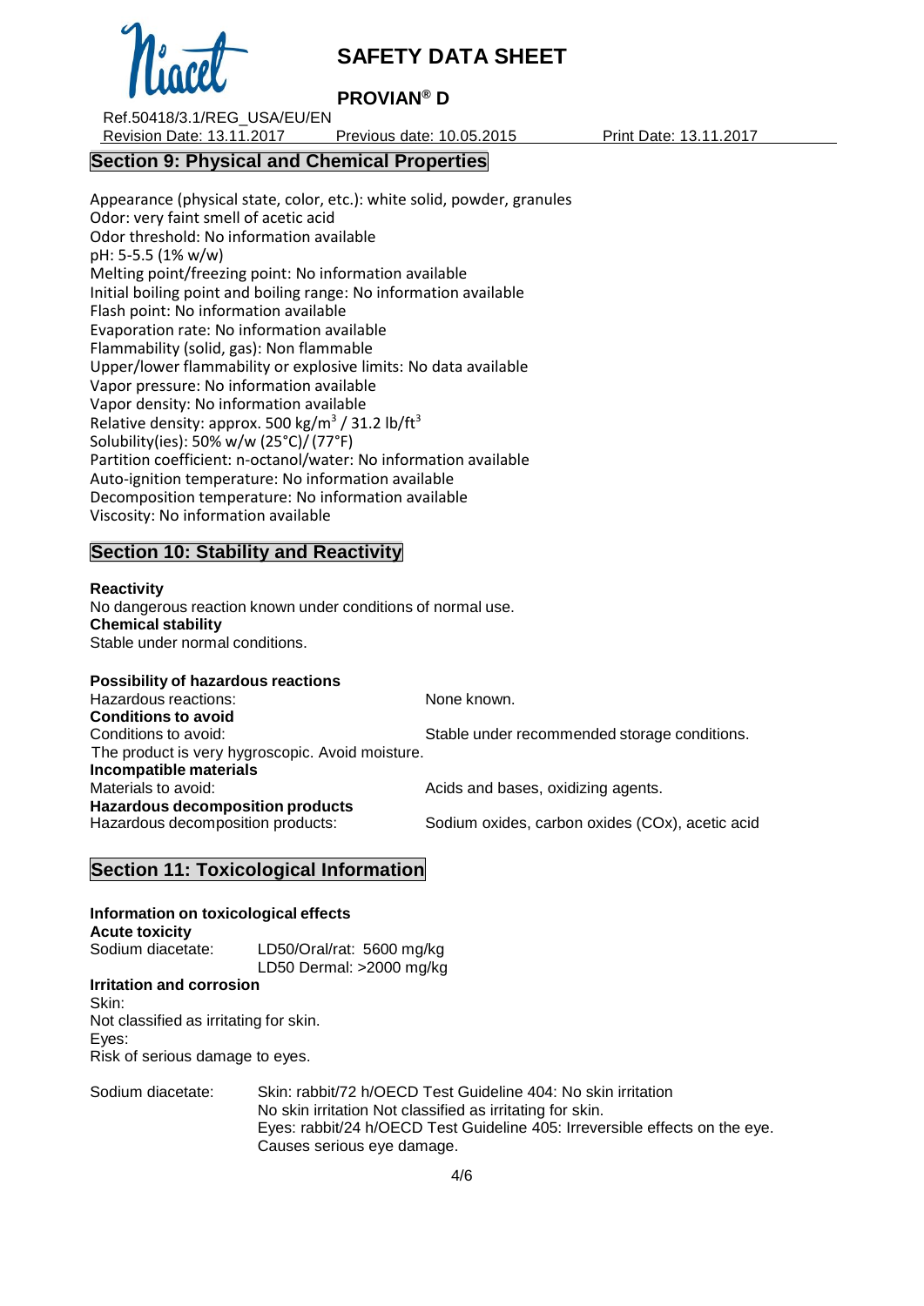## Section 9: Physical and Chemical Properties

Appearance (physical state, color, etc.): white solid, powder, granules
Odor: very faint smell of acetic acid
Odor threshold: No information available
pH: 5-5.5 (1% w/w)
Melting point/freezing point: No information available
Initial boiling point and boiling range: No information available
Flash point: No information available
Evaporation rate: No information available
Flammability (solid, gas): Non flammable
Upper/lower flammability or explosive limits: No data available
Vapor pressure: No information available
Vapor density: No information available
Relative density: approx. 500 kg/m$^3$ / 31.2 lb/ft$^3$
Solubility(ies): 50% w/w (25°C)/ (77°F)
Partition coefficient: n-octanol/water: No information available
Auto-ignition temperature: No information available
Decomposition temperature: No information available
Viscosity: No information available

## Section 10: Stability and Reactivity

**Reactivity**
No dangerous reaction known under conditions of normal use.
**Chemical stability**
Stable under normal conditions.

**Possibility of hazardous reactions**
Hazardous reactions: None known.
**Conditions to avoid**
Conditions to avoid: Stable under recommended storage conditions.
The product is very hygroscopic. Avoid moisture.
**Incompatible materials**
Materials to avoid: Acids and bases, oxidizing agents.
**Hazardous decomposition products**
Hazardous decomposition products: Sodium oxides, carbon oxides (COx), acetic acid

## Section 11: Toxicological Information

**Information on toxicological effects**
**Acute toxicity**
Sodium diacetate: LD50/Oral/rat: 5600 mg/kg
LD50 Dermal: >2000 mg/kg
**Irritation and corrosion**
Skin:
Not classified as irritating for skin.
Eyes:
Risk of serious damage to eyes.

Sodium diacetate: Skin: rabbit/72 h/OECD Test Guideline 404: No skin irritation
No skin irritation Not classified as irritating for skin.
Eyes: rabbit/24 h/OECD Test Guideline 405: Irreversible effects on the eye.
Causes serious eye damage.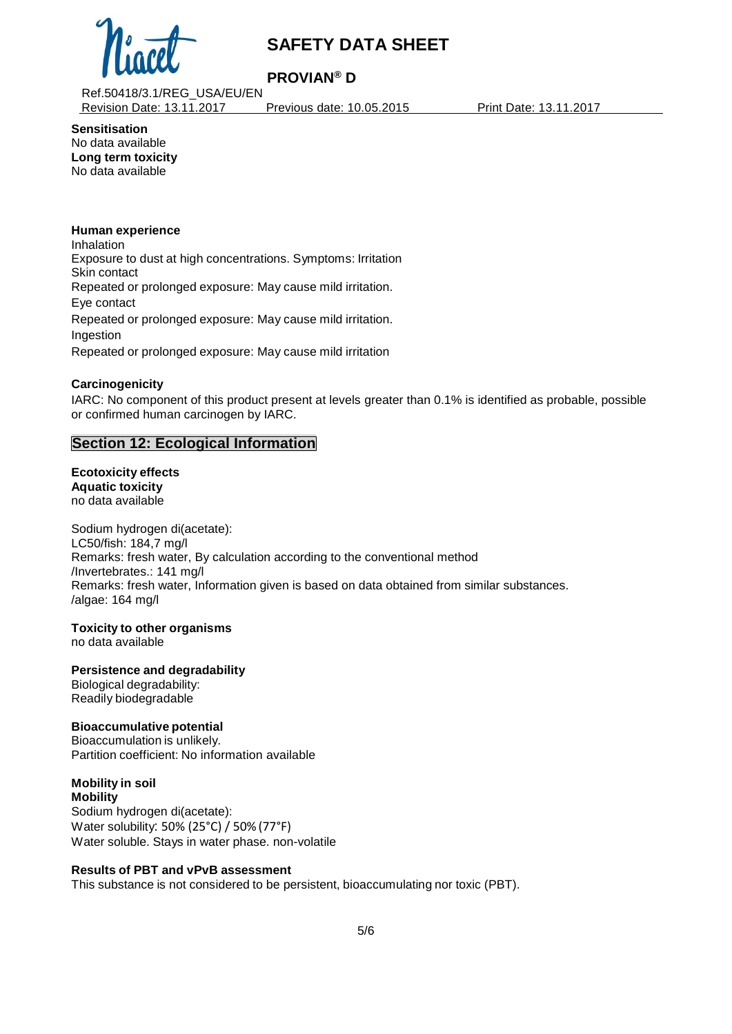**Sensitisation**
No data available
**Long term toxicity**
No data available

**Human experience**
Inhalation
Exposure to dust at high concentrations. Symptoms: Irritation
Skin contact
Repeated or prolonged exposure: May cause mild irritation.
Eye contact
Repeated or prolonged exposure: May cause mild irritation.
Ingestion
Repeated or prolonged exposure: May cause mild irritation

**Carcinogenicity**
IARC: No component of this product present at levels greater than 0.1% is identified as probable, possible or confirmed human carcinogen by IARC.

## Section 12: Ecological Information

**Ecotoxicity effects**
**Aquatic toxicity**
no data available

Sodium hydrogen di(acetate):
LC50/fish: 184,7 mg/l
Remarks: fresh water, By calculation according to the conventional method
/Invertebrates.: 141 mg/l
Remarks: fresh water, Information given is based on data obtained from similar substances.
/algae: 164 mg/l

**Toxicity to other organisms**
no data available

**Persistence and degradability**
Biological degradability:
Readily biodegradable

**Bioaccumulative potential**
Bioaccumulation is unlikely.
Partition coefficient: No information available

**Mobility in soil**
**Mobility**
Sodium hydrogen di(acetate):
Water solubility: 50% (25°C) / 50% (77°F)
Water soluble. Stays in water phase. non-volatile

**Results of PBT and vPvB assessment**
This substance is not considered to be persistent, bioaccumulating nor toxic (PBT).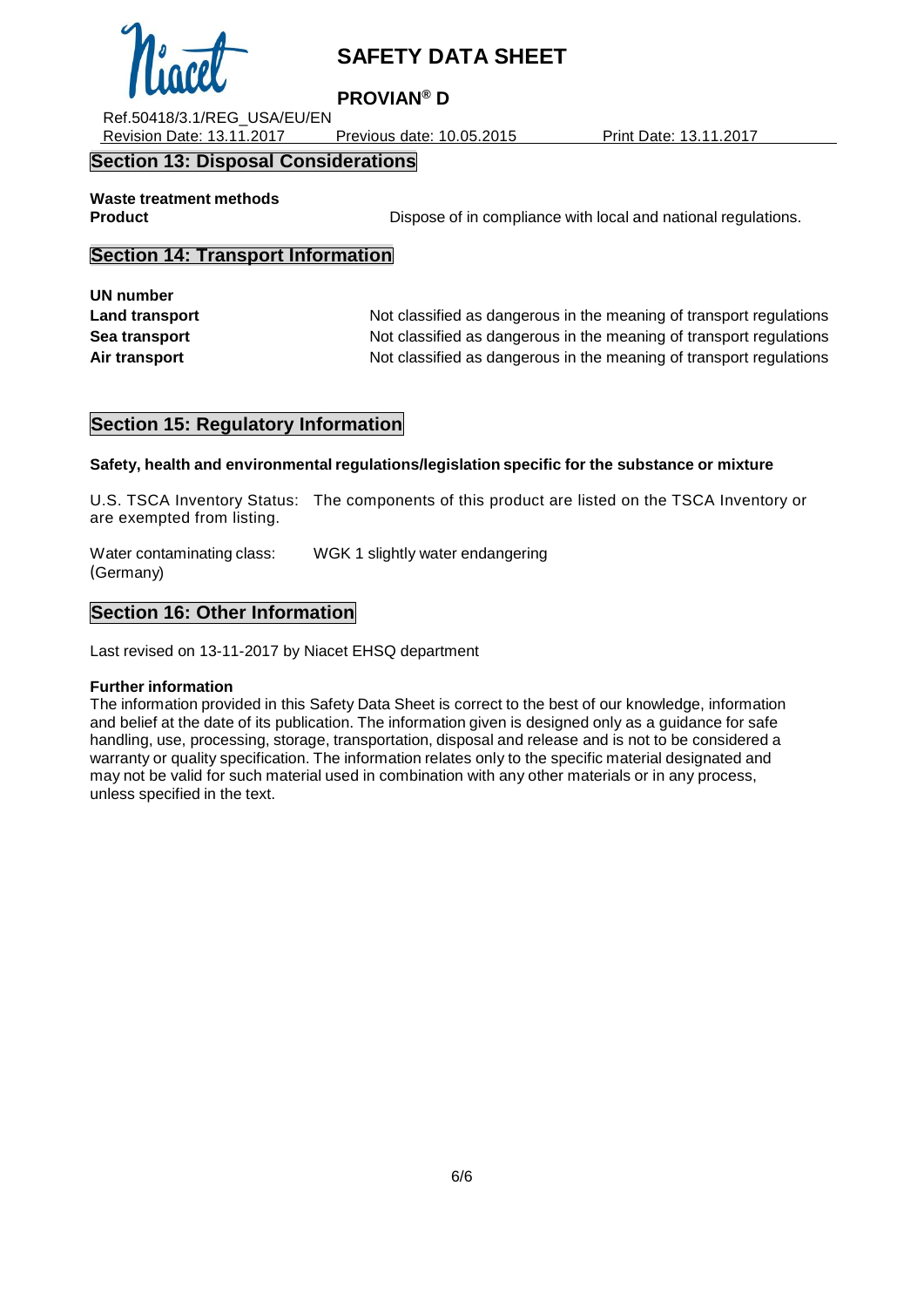## Section 13: Disposal Considerations

**Waste treatment methods**

**Product** Dispose of in compliance with local and national regulations.

## Section 14: Transport Information

| | |
|---|---|
| **UN number** | |
| **Land transport** | Not classified as dangerous in the meaning of transport regulations |
| **Sea transport** | Not classified as dangerous in the meaning of transport regulations |
| **Air transport** | Not classified as dangerous in the meaning of transport regulations |

## Section 15: Regulatory Information

**Safety, health and environmental regulations/legislation specific for the substance or mixture**

U.S. TSCA Inventory Status: The components of this product are listed on the TSCA Inventory or are exempted from listing.

Water contaminating class: (Germany) WGK 1 slightly water endangering

## Section 16: Other Information

Last revised on 13-11-2017 by Niacet EHSQ department

**Further information**

The information provided in this Safety Data Sheet is correct to the best of our knowledge, information and belief at the date of its publication. The information given is designed only as a guidance for safe handling, use, processing, storage, transportation, disposal and release and is not to be considered a warranty or quality specification. The information relates only to the specific material designated and may not be valid for such material used in combination with any other materials or in any process, unless specified in the text.